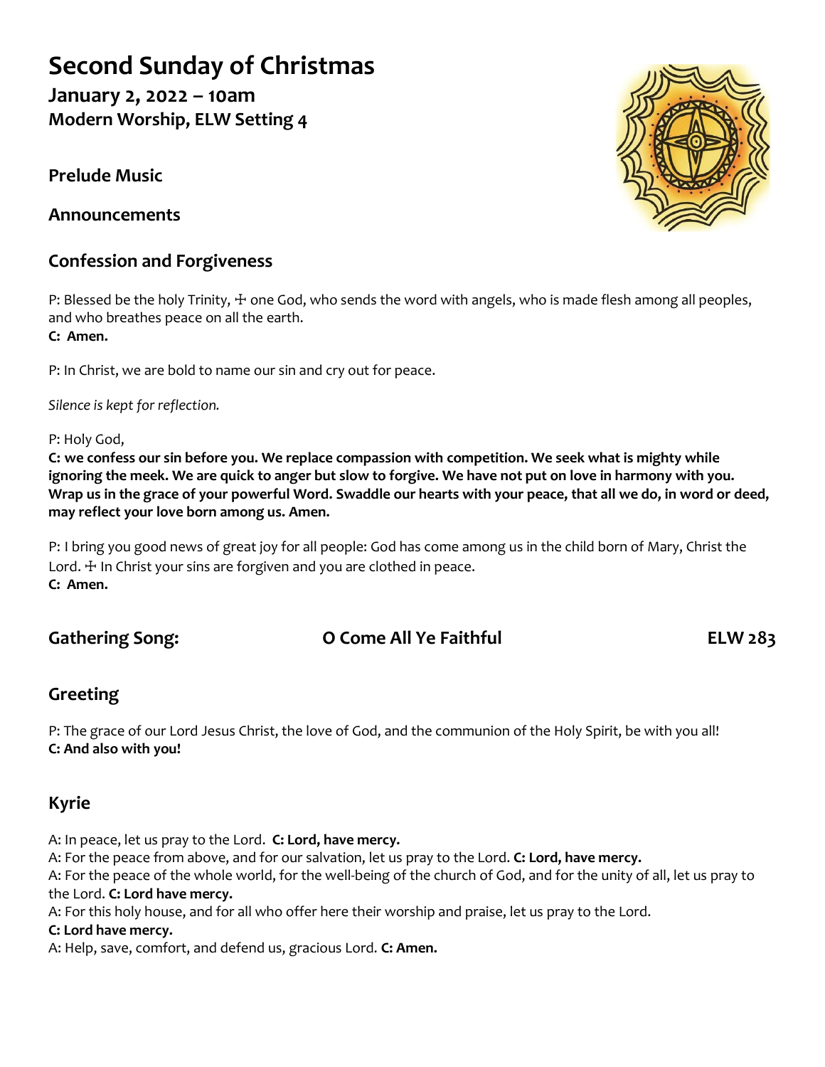# Second Sunday of Christmas

### January 2, 2022 – 10am
### Modern Worship, ELW Setting 4

## Prelude Music

## Announcements

## Confession and Forgiveness

P: Blessed be the holy Trinity, ☩ one God, who sends the word with angels, who is made flesh among all peoples, and who breathes peace on all the earth.
**C: Amen.**

P: In Christ, we are bold to name our sin and cry out for peace.

*Silence is kept for reflection.*

P: Holy God,
**C: we confess our sin before you. We replace compassion with competition. We seek what is mighty while ignoring the meek. We are quick to anger but slow to forgive. We have not put on love in harmony with you. Wrap us in the grace of your powerful Word. Swaddle our hearts with your peace, that all we do, in word or deed, may reflect your love born among us. Amen.**

P: I bring you good news of great joy for all people: God has come among us in the child born of Mary, Christ the Lord. ☩ In Christ your sins are forgiven and you are clothed in peace.
**C: Amen.**

## Gathering Song: O Come All Ye Faithful ELW 283

## Greeting

P: The grace of our Lord Jesus Christ, the love of God, and the communion of the Holy Spirit, be with you all!
**C: And also with you!**

## Kyrie

A: In peace, let us pray to the Lord. **C: Lord, have mercy.**
A: For the peace from above, and for our salvation, let us pray to the Lord. **C: Lord, have mercy.**
A: For the peace of the whole world, for the well-being of the church of God, and for the unity of all, let us pray to the Lord. **C: Lord have mercy.**
A: For this holy house, and for all who offer here their worship and praise, let us pray to the Lord.
**C: Lord have mercy.**
A: Help, save, comfort, and defend us, gracious Lord. **C: Amen.**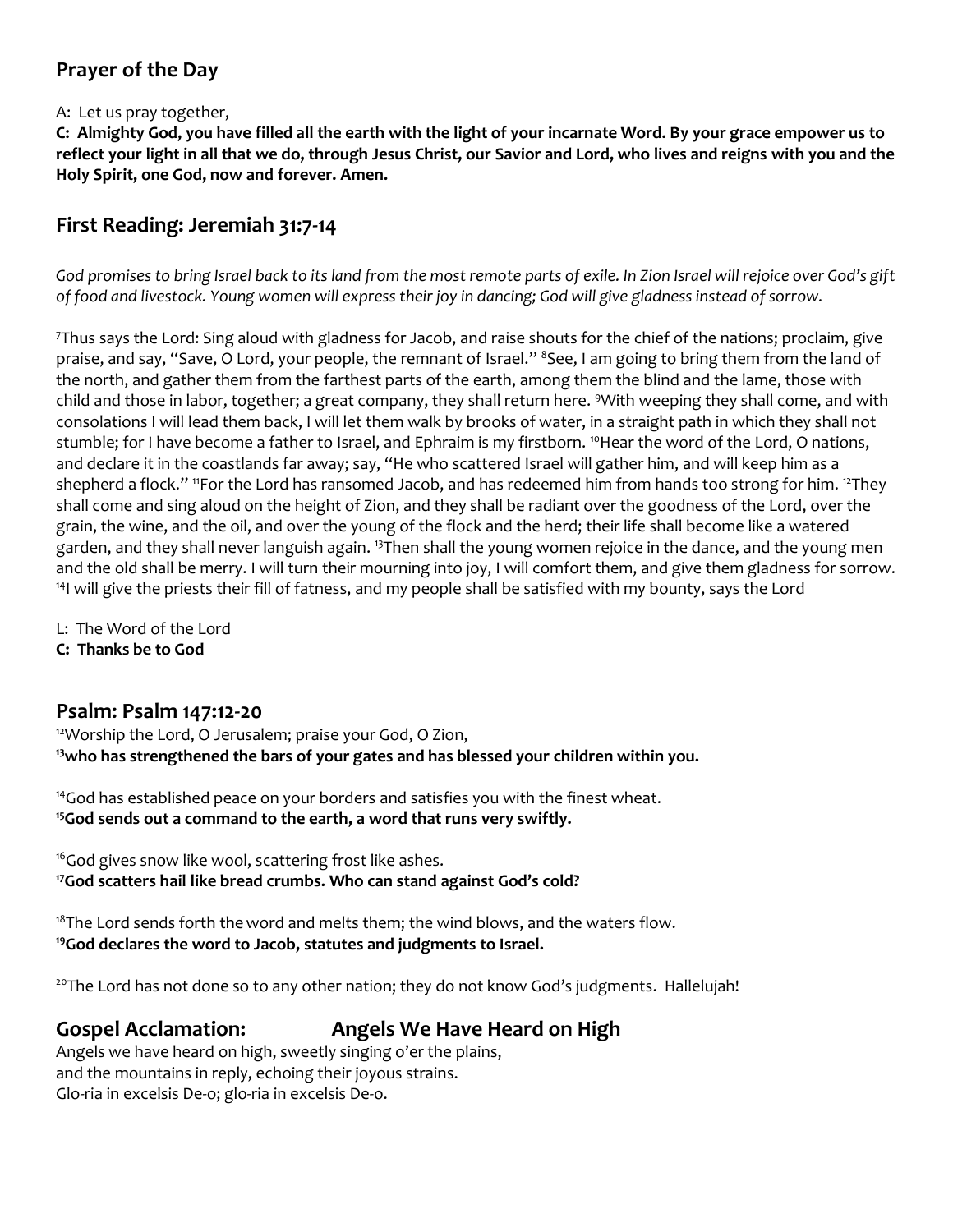## Prayer of the Day

A: Let us pray together,

**C: Almighty God, you have filled all the earth with the light of your incarnate Word. By your grace empower us to reflect your light in all that we do, through Jesus Christ, our Savior and Lord, who lives and reigns with you and the Holy Spirit, one God, now and forever. Amen.**

## First Reading: Jeremiah 31:7-14

*God promises to bring Israel back to its land from the most remote parts of exile. In Zion Israel will rejoice over God's gift of food and livestock. Young women will express their joy in dancing; God will give gladness instead of sorrow.*

7Thus says the Lord: Sing aloud with gladness for Jacob, and raise shouts for the chief of the nations; proclaim, give praise, and say, "Save, O Lord, your people, the remnant of Israel." 8See, I am going to bring them from the land of the north, and gather them from the farthest parts of the earth, among them the blind and the lame, those with child and those in labor, together; a great company, they shall return here. 9With weeping they shall come, and with consolations I will lead them back, I will let them walk by brooks of water, in a straight path in which they shall not stumble; for I have become a father to Israel, and Ephraim is my firstborn. 10Hear the word of the Lord, O nations, and declare it in the coastlands far away; say, "He who scattered Israel will gather him, and will keep him as a shepherd a flock." 11For the Lord has ransomed Jacob, and has redeemed him from hands too strong for him. 12They shall come and sing aloud on the height of Zion, and they shall be radiant over the goodness of the Lord, over the grain, the wine, and the oil, and over the young of the flock and the herd; their life shall become like a watered garden, and they shall never languish again. 13Then shall the young women rejoice in the dance, and the young men and the old shall be merry. I will turn their mourning into joy, I will comfort them, and give them gladness for sorrow. 14I will give the priests their fill of fatness, and my people shall be satisfied with my bounty, says the Lord

L: The Word of the Lord  
**C: Thanks be to God**

## Psalm: Psalm 147:12-20

12Worship the Lord, O Jerusalem; praise your God, O Zion,  
**13who has strengthened the bars of your gates and has blessed your children within you.**

14God has established peace on your borders and satisfies you with the finest wheat.  
**15God sends out a command to the earth, a word that runs very swiftly.**

16God gives snow like wool, scattering frost like ashes.  
**17God scatters hail like bread crumbs. Who can stand against God's cold?**

18The Lord sends forth the word and melts them; the wind blows, and the waters flow.  
**19God declares the word to Jacob, statutes and judgments to Israel.**

20The Lord has not done so to any other nation; they do not know God's judgments. Hallelujah!

## Gospel Acclamation: Angels We Have Heard on High

Angels we have heard on high, sweetly singing o'er the plains,  
and the mountains in reply, echoing their joyous strains.  
Glo-ria in excelsis De-o; glo-ria in excelsis De-o.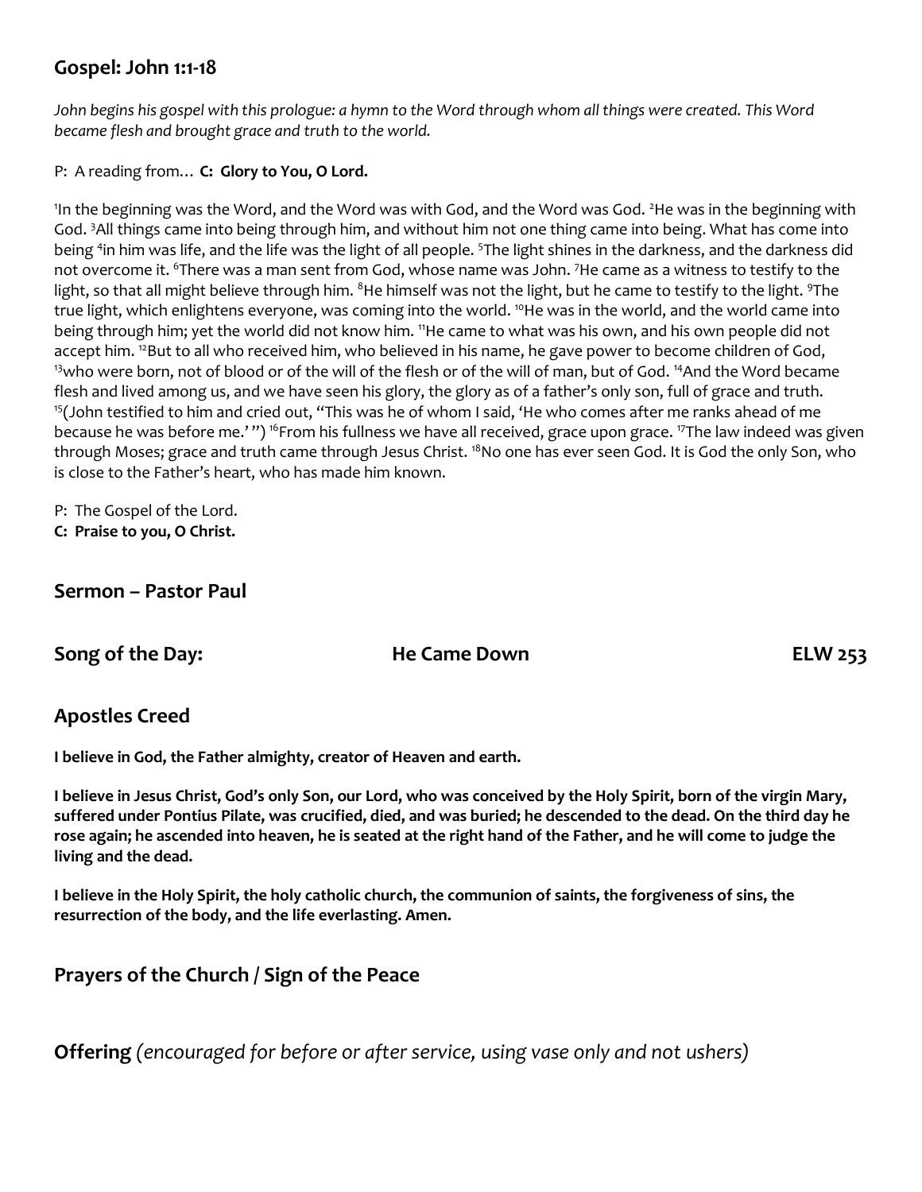## Gospel: John 1:1-18

*John begins his gospel with this prologue: a hymn to the Word through whom all things were created. This Word became flesh and brought grace and truth to the world.*

P: A reading from… **C: Glory to You, O Lord.**

[1]In the beginning was the Word, and the Word was with God, and the Word was God. [2]He was in the beginning with God. [3]All things came into being through him, and without him not one thing came into being. What has come into being [4]in him was life, and the life was the light of all people. [5]The light shines in the darkness, and the darkness did not overcome it. [6]There was a man sent from God, whose name was John. [7]He came as a witness to testify to the light, so that all might believe through him. [8]He himself was not the light, but he came to testify to the light. [9]The true light, which enlightens everyone, was coming into the world. [10]He was in the world, and the world came into being through him; yet the world did not know him. [11]He came to what was his own, and his own people did not accept him. [12]But to all who received him, who believed in his name, he gave power to become children of God, [13]who were born, not of blood or of the will of the flesh or of the will of man, but of God. [14]And the Word became flesh and lived among us, and we have seen his glory, the glory as of a father's only son, full of grace and truth. [15](John testified to him and cried out, "This was he of whom I said, 'He who comes after me ranks ahead of me because he was before me.'") [16]From his fullness we have all received, grace upon grace. [17]The law indeed was given through Moses; grace and truth came through Jesus Christ. [18]No one has ever seen God. It is God the only Son, who is close to the Father's heart, who has made him known.

P: The Gospel of the Lord.
**C: Praise to you, O Christ.**

## Sermon – Pastor Paul

## Song of the Day: He Came Down ELW 253

## Apostles Creed

**I believe in God, the Father almighty, creator of Heaven and earth.**

**I believe in Jesus Christ, God's only Son, our Lord, who was conceived by the Holy Spirit, born of the virgin Mary, suffered under Pontius Pilate, was crucified, died, and was buried; he descended to the dead. On the third day he rose again; he ascended into heaven, he is seated at the right hand of the Father, and he will come to judge the living and the dead.**

**I believe in the Holy Spirit, the holy catholic church, the communion of saints, the forgiveness of sins, the resurrection of the body, and the life everlasting. Amen.**

## Prayers of the Church / Sign of the Peace

**Offering** *(encouraged for before or after service, using vase only and not ushers)*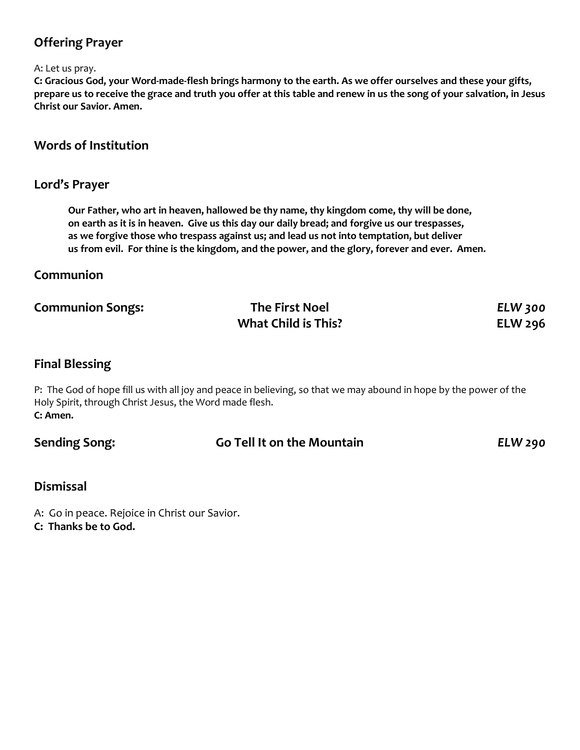## Offering Prayer

A: Let us pray.

**C: Gracious God, your Word-made-flesh brings harmony to the earth. As we offer ourselves and these your gifts, prepare us to receive the grace and truth you offer at this table and renew in us the song of your salvation, in Jesus Christ our Savior. Amen.**

## Words of Institution

## Lord's Prayer

**Our Father, who art in heaven, hallowed be thy name, thy kingdom come, thy will be done, on earth as it is in heaven. Give us this day our daily bread; and forgive us our trespasses, as we forgive those who trespass against us; and lead us not into temptation, but deliver us from evil. For thine is the kingdom, and the power, and the glory, forever and ever. Amen.**

## Communion

**Communion Songs:** **The First Noel** ***ELW 300***
**What Child is This?** **ELW 296**

## Final Blessing

P: The God of hope fill us with all joy and peace in believing, so that we may abound in hope by the power of the Holy Spirit, through Christ Jesus, the Word made flesh.
**C: Amen.**

**Sending Song:** **Go Tell It on the Mountain** ***ELW 290***

## Dismissal

A: Go in peace. Rejoice in Christ our Savior.
**C: Thanks be to God.**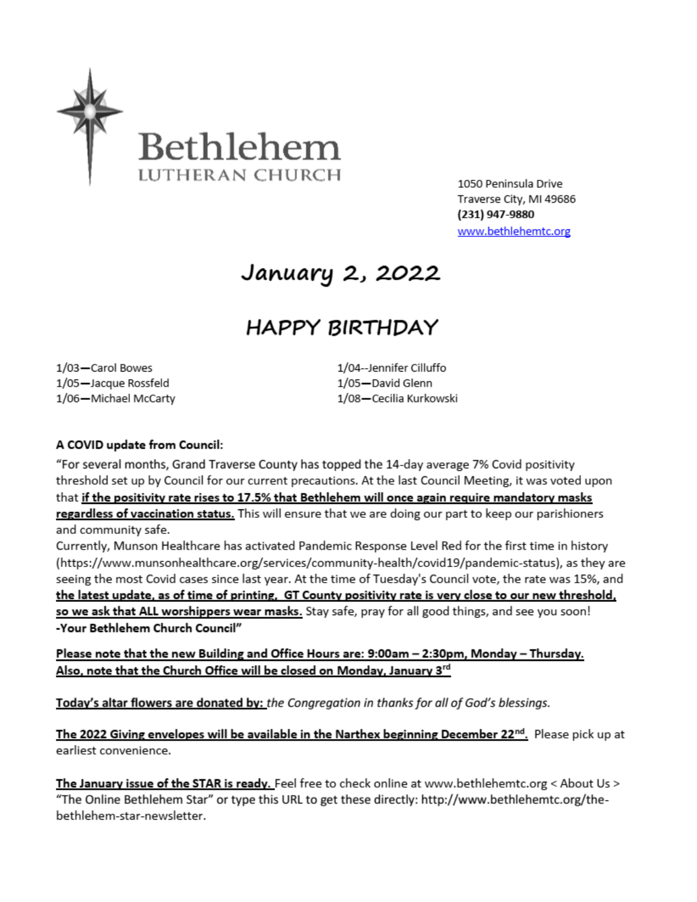# Bethlehem

LUTHERAN CHURCH

1050 Peninsula Drive
Traverse City, MI 49686
**(231) 947-9880**
www.bethlehemtc.org

## January 2, 2022

## HAPPY BIRTHDAY

1/03—Carol Bowes
1/05—Jacque Rossfeld
1/06—Michael McCarty
1/04--Jennifer Cilluffo
1/05—David Glenn
1/08—Cecilia Kurkowski

**A COVID update from Council:**

"For several months, Grand Traverse County has topped the 14-day average 7% Covid positivity threshold set up by Council for our current precautions. At the last Council Meeting, it was voted upon that **if the positivity rate rises to 17.5% that Bethlehem will once again require mandatory masks regardless of vaccination status.** This will ensure that we are doing our part to keep our parishioners and community safe.
Currently, Munson Healthcare has activated Pandemic Response Level Red for the first time in history (https://www.munsonhealthcare.org/services/community-health/covid19/pandemic-status), as they are seeing the most Covid cases since last year. At the time of Tuesday's Council vote, the rate was 15%, and **the latest update, as of time of printing, GT County positivity rate is very close to our new threshold, so we ask that ALL worshippers wear masks.** Stay safe, pray for all good things, and see you soon!
**-Your Bethlehem Church Council"**

**Please note that the new Building and Office Hours are: 9:00am – 2:30pm, Monday – Thursday. Also, note that the Church Office will be closed on Monday, January 3rd**

**Today's altar flowers are donated by:** *the Congregation in thanks for all of God's blessings.*

**The 2022 Giving envelopes will be available in the Narthex beginning December 22nd.** Please pick up at earliest convenience.

**The January issue of the STAR is ready.** Feel free to check online at www.bethlehemtc.org < About Us > "The Online Bethlehem Star" or type this URL to get these directly: http://www.bethlehemtc.org/the-bethlehem-star-newsletter.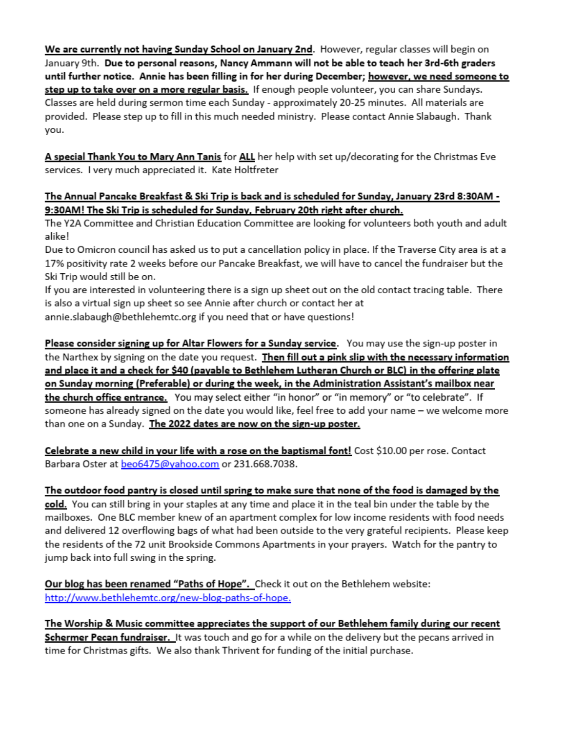**We are currently not having Sunday School on January 2nd**. However, regular classes will begin on January 9th. **Due to personal reasons, Nancy Ammann will not be able to teach her 3rd-6th graders until further notice. Annie has been filling in for her during December; however, we need someone to step up to take over on a more regular basis.** If enough people volunteer, you can share Sundays. Classes are held during sermon time each Sunday - approximately 20-25 minutes. All materials are provided. Please step up to fill in this much needed ministry. Please contact Annie Slabaugh. Thank you.

**A special Thank You to Mary Ann Tanis** for **ALL** her help with set up/decorating for the Christmas Eve services. I very much appreciated it. Kate Holtfreter

**The Annual Pancake Breakfast & Ski Trip is back and is scheduled for Sunday, January 23rd 8:30AM - 9:30AM! The Ski Trip is scheduled for Sunday, February 20th right after church.**

The Y2A Committee and Christian Education Committee are looking for volunteers both youth and adult alike!

Due to Omicron council has asked us to put a cancellation policy in place. If the Traverse City area is at a 17% positivity rate 2 weeks before our Pancake Breakfast, we will have to cancel the fundraiser but the Ski Trip would still be on.

If you are interested in volunteering there is a sign up sheet out on the old contact tracing table. There is also a virtual sign up sheet so see Annie after church or contact her at annie.slabaugh@bethlehemtc.org if you need that or have questions!

**Please consider signing up for Altar Flowers for a Sunday service.** You may use the sign-up poster in the Narthex by signing on the date you request. **Then fill out a pink slip with the necessary information and place it and a check for $40 (payable to Bethlehem Lutheran Church or BLC) in the offering plate on Sunday morning (Preferable) or during the week, in the Administration Assistant's mailbox near the church office entrance.** You may select either "in honor" or "in memory" or "to celebrate". If someone has already signed on the date you would like, feel free to add your name – we welcome more than one on a Sunday. **The 2022 dates are now on the sign-up poster.**

**Celebrate a new child in your life with a rose on the baptismal font!** Cost $10.00 per rose. Contact Barbara Oster at beo6475@yahoo.com or 231.668.7038.

**The outdoor food pantry is closed until spring to make sure that none of the food is damaged by the cold.** You can still bring in your staples at any time and place it in the teal bin under the table by the mailboxes. One BLC member knew of an apartment complex for low income residents with food needs and delivered 12 overflowing bags of what had been outside to the very grateful recipients. Please keep the residents of the 72 unit Brookside Commons Apartments in your prayers. Watch for the pantry to jump back into full swing in the spring.

**Our blog has been renamed "Paths of Hope".** Check it out on the Bethlehem website: http://www.bethlehemtc.org/new-blog-paths-of-hope.

**The Worship & Music committee appreciates the support of our Bethlehem family during our recent Schermer Pecan fundraiser.** It was touch and go for a while on the delivery but the pecans arrived in time for Christmas gifts. We also thank Thrivent for funding of the initial purchase.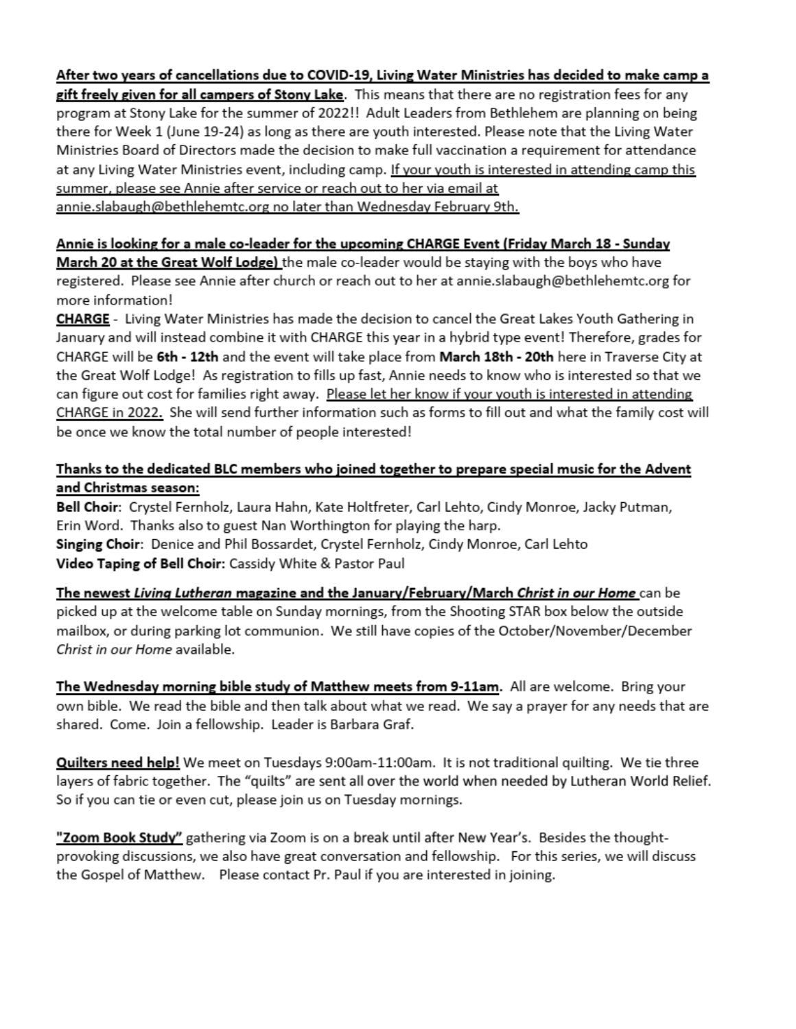**After two years of cancellations due to COVID-19, Living Water Ministries has decided to make camp a gift freely given for all campers of Stony Lake.** This means that there are no registration fees for any program at Stony Lake for the summer of 2022!! Adult Leaders from Bethlehem are planning on being there for Week 1 (June 19-24) as long as there are youth interested. Please note that the Living Water Ministries Board of Directors made the decision to make full vaccination a requirement for attendance at any Living Water Ministries event, including camp. If your youth is interested in attending camp this summer, please see Annie after service or reach out to her via email at annie.slabaugh@bethlehemtc.org no later than Wednesday February 9th.

**Annie is looking for a male co-leader for the upcoming CHARGE Event (Friday March 18 - Sunday March 20 at the Great Wolf Lodge)** the male co-leader would be staying with the boys who have registered. Please see Annie after church or reach out to her at annie.slabaugh@bethlehemtc.org for more information!

**CHARGE** - Living Water Ministries has made the decision to cancel the Great Lakes Youth Gathering in January and will instead combine it with CHARGE this year in a hybrid type event! Therefore, grades for CHARGE will be **6th - 12th** and the event will take place from **March 18th - 20th** here in Traverse City at the Great Wolf Lodge! As registration to fills up fast, Annie needs to know who is interested so that we can figure out cost for families right away. Please let her know if your youth is interested in attending CHARGE in 2022. She will send further information such as forms to fill out and what the family cost will be once we know the total number of people interested!

**Thanks to the dedicated BLC members who joined together to prepare special music for the Advent and Christmas season:**

**Bell Choir**: Crystel Fernholz, Laura Hahn, Kate Holtfreter, Carl Lehto, Cindy Monroe, Jacky Putman, Erin Word. Thanks also to guest Nan Worthington for playing the harp.
**Singing Choir**: Denice and Phil Bossardet, Crystel Fernholz, Cindy Monroe, Carl Lehto
**Video Taping of Bell Choir:** Cassidy White & Pastor Paul

**The newest *Living Lutheran* magazine and the January/February/March *Christ in our Home*** can be picked up at the welcome table on Sunday mornings, from the Shooting STAR box below the outside mailbox, or during parking lot communion. We still have copies of the October/November/December *Christ in our Home* available.

**The Wednesday morning bible study of Matthew meets from 9-11am.** All are welcome. Bring your own bible. We read the bible and then talk about what we read. We say a prayer for any needs that are shared. Come. Join a fellowship. Leader is Barbara Graf.

**Quilters need help!** We meet on Tuesdays 9:00am-11:00am. It is not traditional quilting. We tie three layers of fabric together. The "quilts" are sent all over the world when needed by Lutheran World Relief. So if you can tie or even cut, please join us on Tuesday mornings.

**"Zoom Book Study"** gathering via Zoom is on a break until after New Year's. Besides the thought-provoking discussions, we also have great conversation and fellowship. For this series, we will discuss the Gospel of Matthew. Please contact Pr. Paul if you are interested in joining.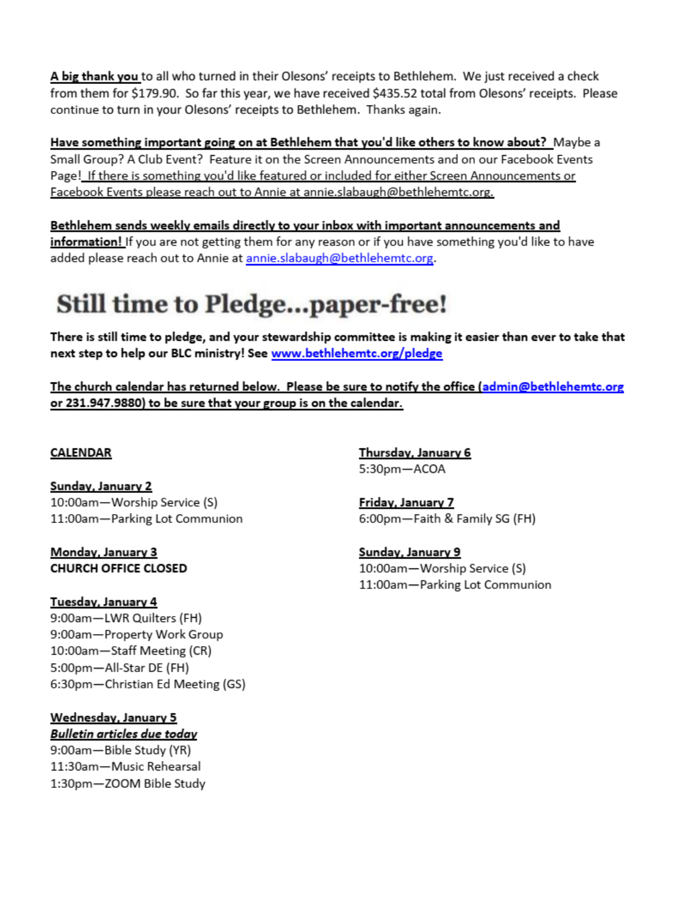**A big thank you** to all who turned in their Olesons' receipts to Bethlehem. We just received a check from them for $179.90. So far this year, we have received $435.52 total from Olesons' receipts. Please continue to turn in your Olesons' receipts to Bethlehem. Thanks again.

**Have something important going on at Bethlehem that you'd like others to know about?** Maybe a Small Group? A Club Event? Feature it on the Screen Announcements and on our Facebook Events Page! If there is something you'd like featured or included for either Screen Announcements or Facebook Events please reach out to Annie at annie.slabaugh@bethlehemtc.org.

**Bethlehem sends weekly emails directly to your inbox with important announcements and information!** If you are not getting them for any reason or if you have something you'd like to have added please reach out to Annie at annie.slabaugh@bethlehemtc.org.

# Still time to Pledge...paper-free!

**There is still time to pledge, and your stewardship committee is making it easier than ever to take that next step to help our BLC ministry! See www.bethlehemtc.org/pledge**

**The church calendar has returned below. Please be sure to notify the office (admin@bethlehemtc.org or 231.947.9880) to be sure that your group is on the calendar.**

**CALENDAR**

**Sunday, January 2**
10:00am—Worship Service (S)
11:00am—Parking Lot Communion

**Monday, January 3**
**CHURCH OFFICE CLOSED**

**Tuesday, January 4**
9:00am—LWR Quilters (FH)
9:00am—Property Work Group
10:00am—Staff Meeting (CR)
5:00pm—All-Star DE (FH)
6:30pm—Christian Ed Meeting (GS)

**Wednesday, January 5**
***Bulletin articles due today***
9:00am—Bible Study (YR)
11:30am—Music Rehearsal
1:30pm—ZOOM Bible Study

**Thursday, January 6**
5:30pm—ACOA

**Friday, January 7**
6:00pm—Faith & Family SG (FH)

**Sunday, January 9**
10:00am—Worship Service (S)
11:00am—Parking Lot Communion